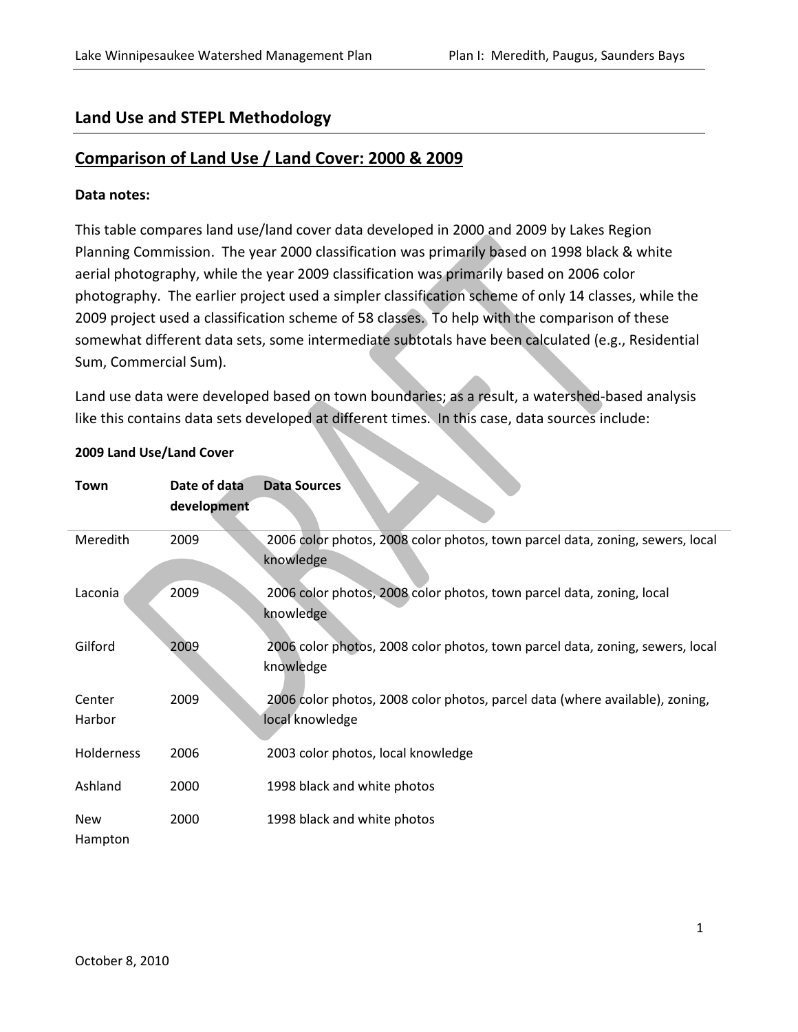## Land Use and STEPL Methodology

## Comparison of Land Use / Land Cover: 2000 & 2009

**Data notes:**

This table compares land use/land cover data developed in 2000 and 2009 by Lakes Region Planning Commission. The year 2000 classification was primarily based on 1998 black & white aerial photography, while the year 2009 classification was primarily based on 2006 color photography. The earlier project used a simpler classification scheme of only 14 classes, while the 2009 project used a classification scheme of 58 classes. To help with the comparison of these somewhat different data sets, some intermediate subtotals have been calculated (e.g., Residential Sum, Commercial Sum).

Land use data were developed based on town boundaries; as a result, a watershed-based analysis like this contains data sets developed at different times. In this case, data sources include:

**2009 Land Use/Land Cover**

| Town | Date of data development | Data Sources |
|---|---|---|
| Meredith | 2009 | 2006 color photos, 2008 color photos, town parcel data, zoning, sewers, local knowledge |
| Laconia | 2009 | 2006 color photos, 2008 color photos, town parcel data, zoning, local knowledge |
| Gilford | 2009 | 2006 color photos, 2008 color photos, town parcel data, zoning, sewers, local knowledge |
| Center Harbor | 2009 | 2006 color photos, 2008 color photos, parcel data (where available), zoning, local knowledge |
| Holderness | 2006 | 2003 color photos, local knowledge |
| Ashland | 2000 | 1998 black and white photos |
| New Hampton | 2000 | 1998 black and white photos |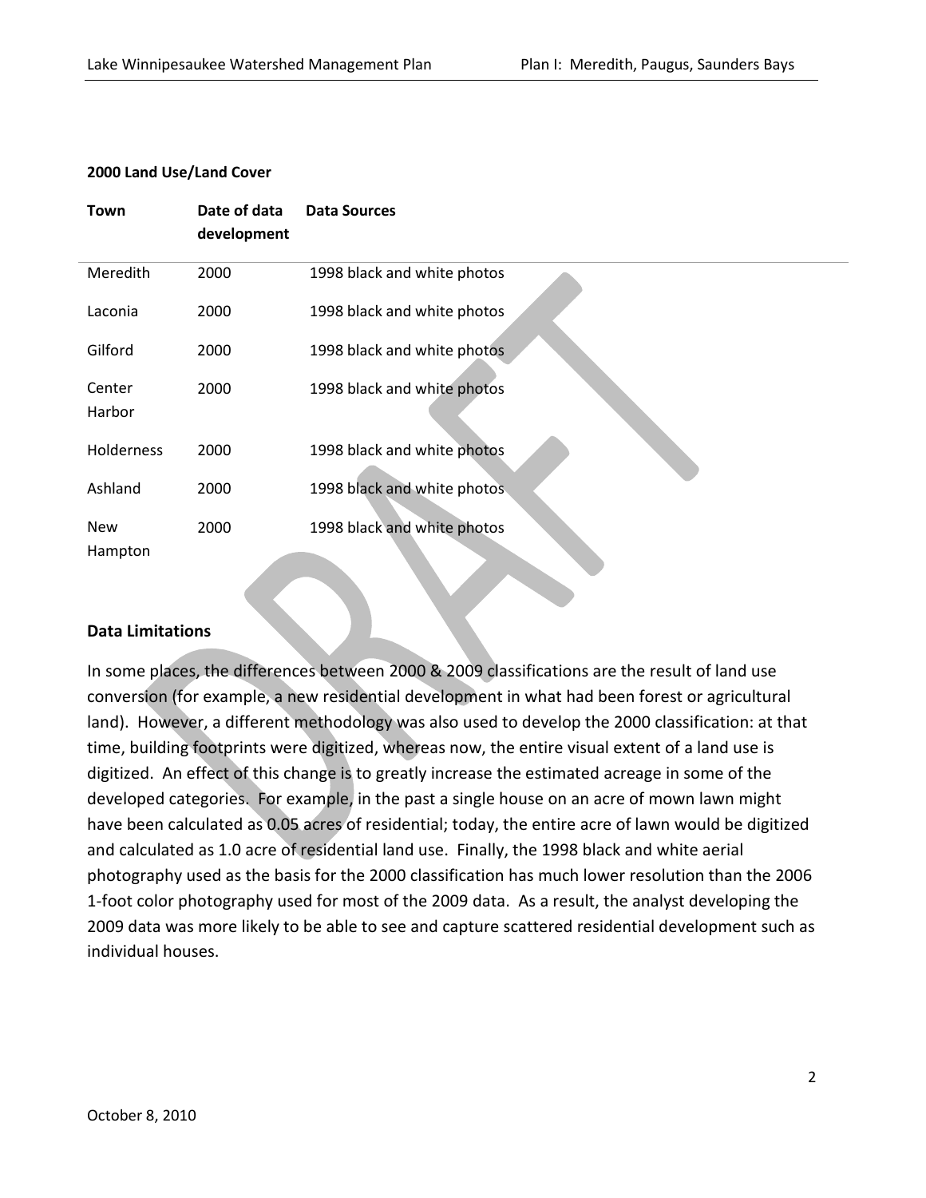**2000 Land Use/Land Cover**

| Town | Date of data development | Data Sources |
|---|---|---|
| Meredith | 2000 | 1998 black and white photos |
| Laconia | 2000 | 1998 black and white photos |
| Gilford | 2000 | 1998 black and white photos |
| Center Harbor | 2000 | 1998 black and white photos |
| Holderness | 2000 | 1998 black and white photos |
| Ashland | 2000 | 1998 black and white photos |
| New Hampton | 2000 | 1998 black and white photos |

### Data Limitations

In some places, the differences between 2000 & 2009 classifications are the result of land use conversion (for example, a new residential development in what had been forest or agricultural land). However, a different methodology was also used to develop the 2000 classification: at that time, building footprints were digitized, whereas now, the entire visual extent of a land use is digitized. An effect of this change is to greatly increase the estimated acreage in some of the developed categories. For example, in the past a single house on an acre of mown lawn might have been calculated as 0.05 acres of residential; today, the entire acre of lawn would be digitized and calculated as 1.0 acre of residential land use. Finally, the 1998 black and white aerial photography used as the basis for the 2000 classification has much lower resolution than the 2006 1-foot color photography used for most of the 2009 data. As a result, the analyst developing the 2009 data was more likely to be able to see and capture scattered residential development such as individual houses.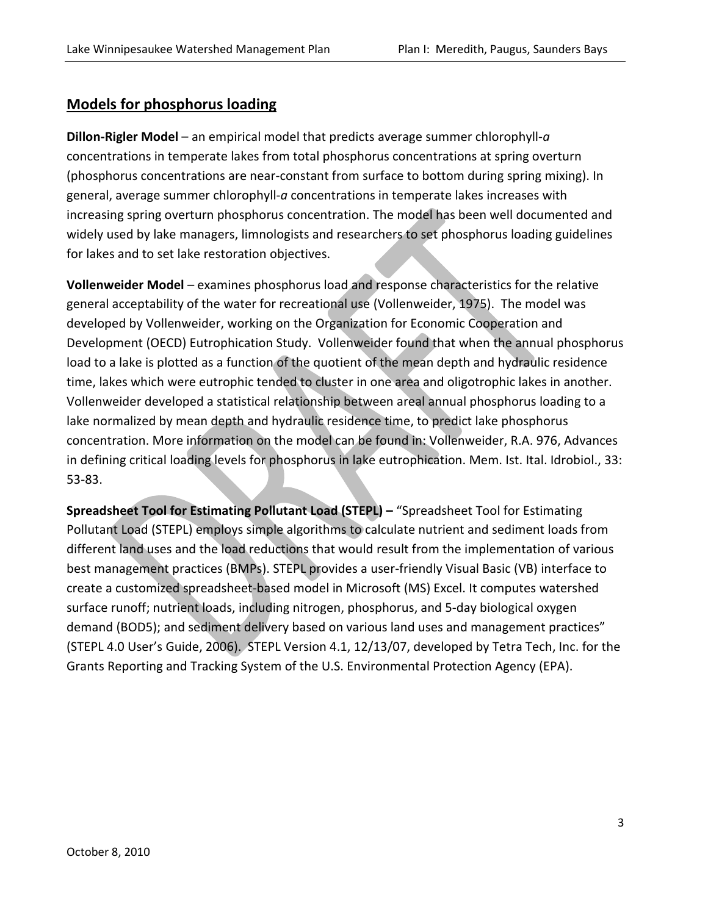## Models for phosphorus loading

**Dillon-Rigler Model** – an empirical model that predicts average summer chlorophyll-*a* concentrations in temperate lakes from total phosphorus concentrations at spring overturn (phosphorus concentrations are near-constant from surface to bottom during spring mixing). In general, average summer chlorophyll-*a* concentrations in temperate lakes increases with increasing spring overturn phosphorus concentration. The model has been well documented and widely used by lake managers, limnologists and researchers to set phosphorus loading guidelines for lakes and to set lake restoration objectives.

**Vollenweider Model** – examines phosphorus load and response characteristics for the relative general acceptability of the water for recreational use (Vollenweider, 1975). The model was developed by Vollenweider, working on the Organization for Economic Cooperation and Development (OECD) Eutrophication Study. Vollenweider found that when the annual phosphorus load to a lake is plotted as a function of the quotient of the mean depth and hydraulic residence time, lakes which were eutrophic tended to cluster in one area and oligotrophic lakes in another. Vollenweider developed a statistical relationship between areal annual phosphorus loading to a lake normalized by mean depth and hydraulic residence time, to predict lake phosphorus concentration. More information on the model can be found in: Vollenweider, R.A. 976, Advances in defining critical loading levels for phosphorus in lake eutrophication. Mem. Ist. Ital. Idrobiol., 33: 53-83.

**Spreadsheet Tool for Estimating Pollutant Load (STEPL) –** "Spreadsheet Tool for Estimating Pollutant Load (STEPL) employs simple algorithms to calculate nutrient and sediment loads from different land uses and the load reductions that would result from the implementation of various best management practices (BMPs). STEPL provides a user-friendly Visual Basic (VB) interface to create a customized spreadsheet-based model in Microsoft (MS) Excel. It computes watershed surface runoff; nutrient loads, including nitrogen, phosphorus, and 5-day biological oxygen demand (BOD5); and sediment delivery based on various land uses and management practices" (STEPL 4.0 User's Guide, 2006). STEPL Version 4.1, 12/13/07, developed by Tetra Tech, Inc. for the Grants Reporting and Tracking System of the U.S. Environmental Protection Agency (EPA).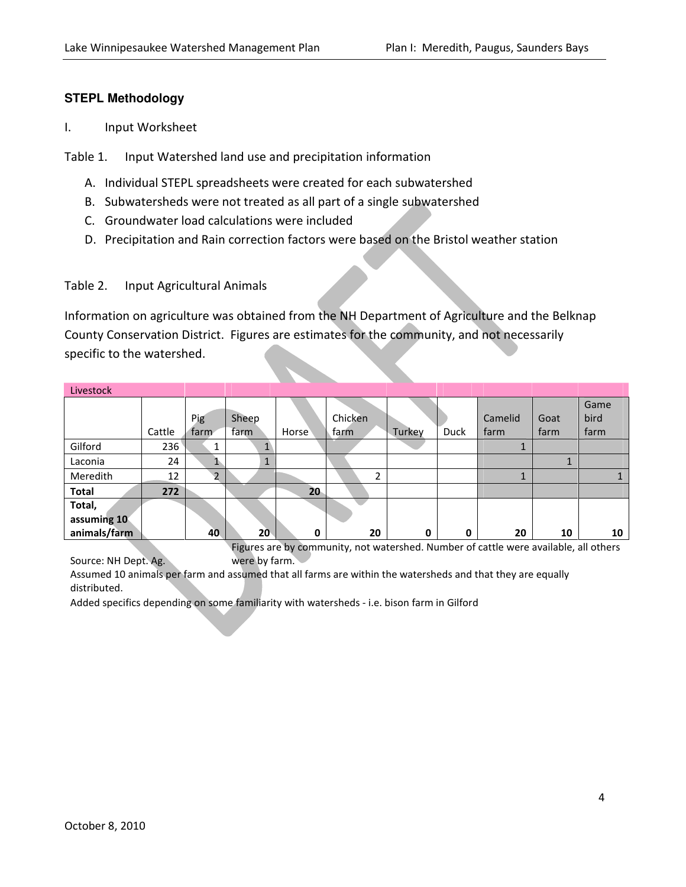### STEPL Methodology

I. Input Worksheet

Table 1. Input Watershed land use and precipitation information

A. Individual STEPL spreadsheets were created for each subwatershed
B. Subwatersheds were not treated as all part of a single subwatershed
C. Groundwater load calculations were included
D. Precipitation and Rain correction factors were based on the Bristol weather station

Table 2. Input Agricultural Animals

Information on agriculture was obtained from the NH Department of Agriculture and the Belknap County Conservation District. Figures are estimates for the community, and not necessarily specific to the watershed.

| Livestock | | | | | | | | | | |
|---|---|---|---|---|---|---|---|---|---|---|
| | Cattle | Pig farm | Sheep farm | Horse | Chicken farm | Turkey | Duck | Camelid farm | Goat farm | Game bird farm |
| Gilford | 236 | 1 | 1 | | | | | 1 | | |
| Laconia | 24 | 1 | 1 | | | | | | 1 | |
| Meredith | 12 | 2 | | | 2 | | | 1 | | 1 |
| **Total** | **272** | | | **20** | | | | | | |
| **Total, assuming 10 animals/farm** | | **40** | **20** | **0** | **20** | **0** | **0** | **20** | **10** | **10** |

Source: NH Dept. Ag. Figures are by community, not watershed. Number of cattle were available, all others were by farm.

Assumed 10 animals per farm and assumed that all farms are within the watersheds and that they are equally distributed.

Added specifics depending on some familiarity with watersheds - i.e. bison farm in Gilford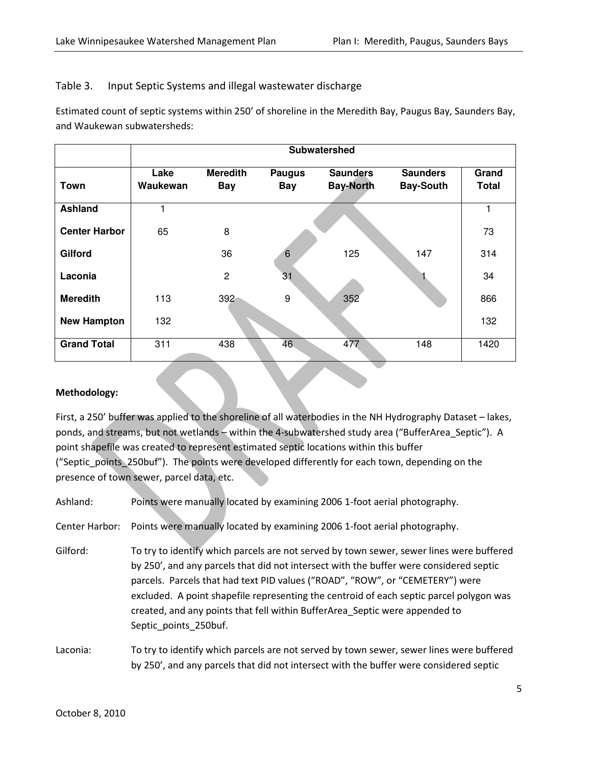Table 3. Input Septic Systems and illegal wastewater discharge

Estimated count of septic systems within 250' of shoreline in the Meredith Bay, Paugus Bay, Saunders Bay, and Waukewan subwatersheds:

| | Subwatershed | | | | | |
|---|---|---|---|---|---|---|
| **Town** | **Lake Waukewan** | **Meredith Bay** | **Paugus Bay** | **Saunders Bay-North** | **Saunders Bay-South** | **Grand Total** |
| **Ashland** | 1 | | | | | 1 |
| **Center Harbor** | 65 | 8 | | | | 73 |
| **Gilford** | | 36 | 6 | 125 | 147 | 314 |
| **Laconia** | | 2 | 31 | | 1 | 34 |
| **Meredith** | 113 | 392 | 9 | 352 | | 866 |
| **New Hampton** | 132 | | | | | 132 |
| **Grand Total** | 311 | 438 | 46 | 477 | 148 | 1420 |

**Methodology:**

First, a 250' buffer was applied to the shoreline of all waterbodies in the NH Hydrography Dataset – lakes, ponds, and streams, but not wetlands – within the 4-subwatershed study area ("BufferArea_Septic"). A point shapefile was created to represent estimated septic locations within this buffer ("Septic_points_250buf"). The points were developed differently for each town, depending on the presence of town sewer, parcel data, etc.

Ashland: Points were manually located by examining 2006 1-foot aerial photography.

Center Harbor: Points were manually located by examining 2006 1-foot aerial photography.

Gilford: To try to identify which parcels are not served by town sewer, sewer lines were buffered by 250', and any parcels that did not intersect with the buffer were considered septic parcels. Parcels that had text PID values ("ROAD", "ROW", or "CEMETERY") were excluded. A point shapefile representing the centroid of each septic parcel polygon was created, and any points that fell within BufferArea_Septic were appended to Septic_points_250buf.

Laconia: To try to identify which parcels are not served by town sewer, sewer lines were buffered by 250', and any parcels that did not intersect with the buffer were considered septic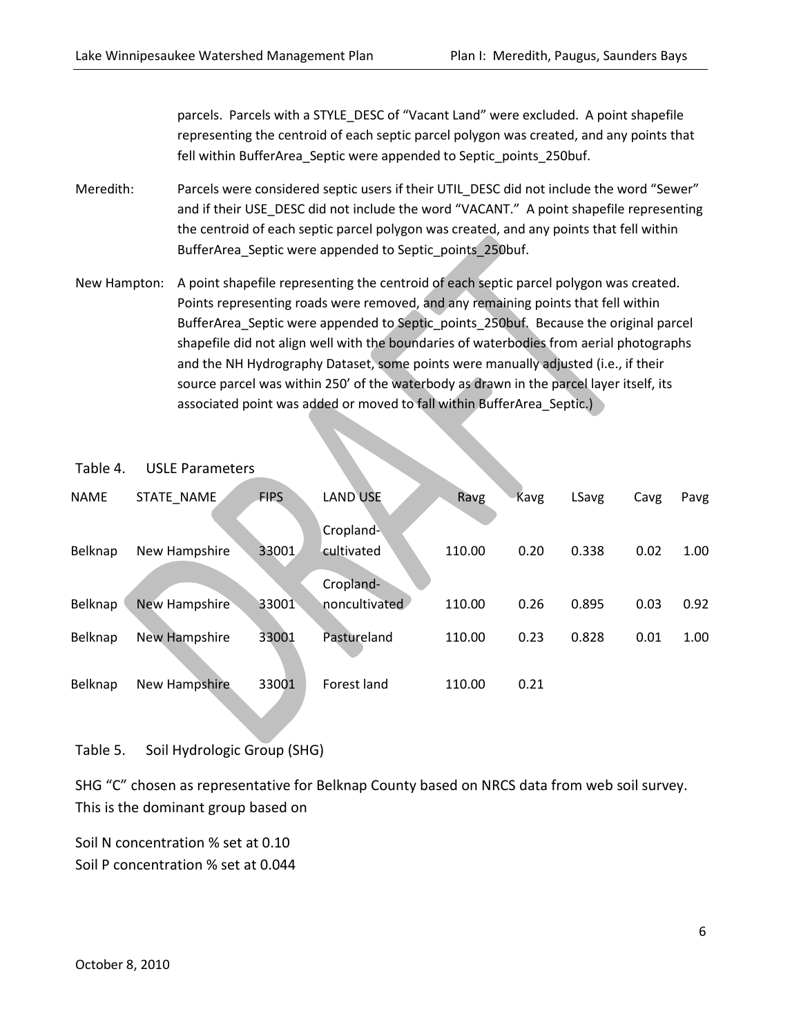parcels. Parcels with a STYLE_DESC of "Vacant Land" were excluded. A point shapefile representing the centroid of each septic parcel polygon was created, and any points that fell within BufferArea_Septic were appended to Septic_points_250buf.

Meredith: Parcels were considered septic users if their UTIL_DESC did not include the word "Sewer" and if their USE_DESC did not include the word "VACANT." A point shapefile representing the centroid of each septic parcel polygon was created, and any points that fell within BufferArea_Septic were appended to Septic_points_250buf.

New Hampton: A point shapefile representing the centroid of each septic parcel polygon was created. Points representing roads were removed, and any remaining points that fell within BufferArea_Septic were appended to Septic_points_250buf. Because the original parcel shapefile did not align well with the boundaries of waterbodies from aerial photographs and the NH Hydrography Dataset, some points were manually adjusted (i.e., if their source parcel was within 250' of the waterbody as drawn in the parcel layer itself, its associated point was added or moved to fall within BufferArea_Septic.)

Table 4. USLE Parameters

| NAME | STATE_NAME | FIPS | LAND USE | Ravg | Kavg | LSavg | Cavg | Pavg |
|---|---|---|---|---|---|---|---|---|
| Belknap | New Hampshire | 33001 | Cropland-cultivated | 110.00 | 0.20 | 0.338 | 0.02 | 1.00 |
| Belknap | New Hampshire | 33001 | Cropland-noncultivated | 110.00 | 0.26 | 0.895 | 0.03 | 0.92 |
| Belknap | New Hampshire | 33001 | Pastureland | 110.00 | 0.23 | 0.828 | 0.01 | 1.00 |
| Belknap | New Hampshire | 33001 | Forest land | 110.00 | 0.21 | | | |

Table 5. Soil Hydrologic Group (SHG)

SHG "C" chosen as representative for Belknap County based on NRCS data from web soil survey. This is the dominant group based on

Soil N concentration % set at 0.10
Soil P concentration % set at 0.044

October 8, 2010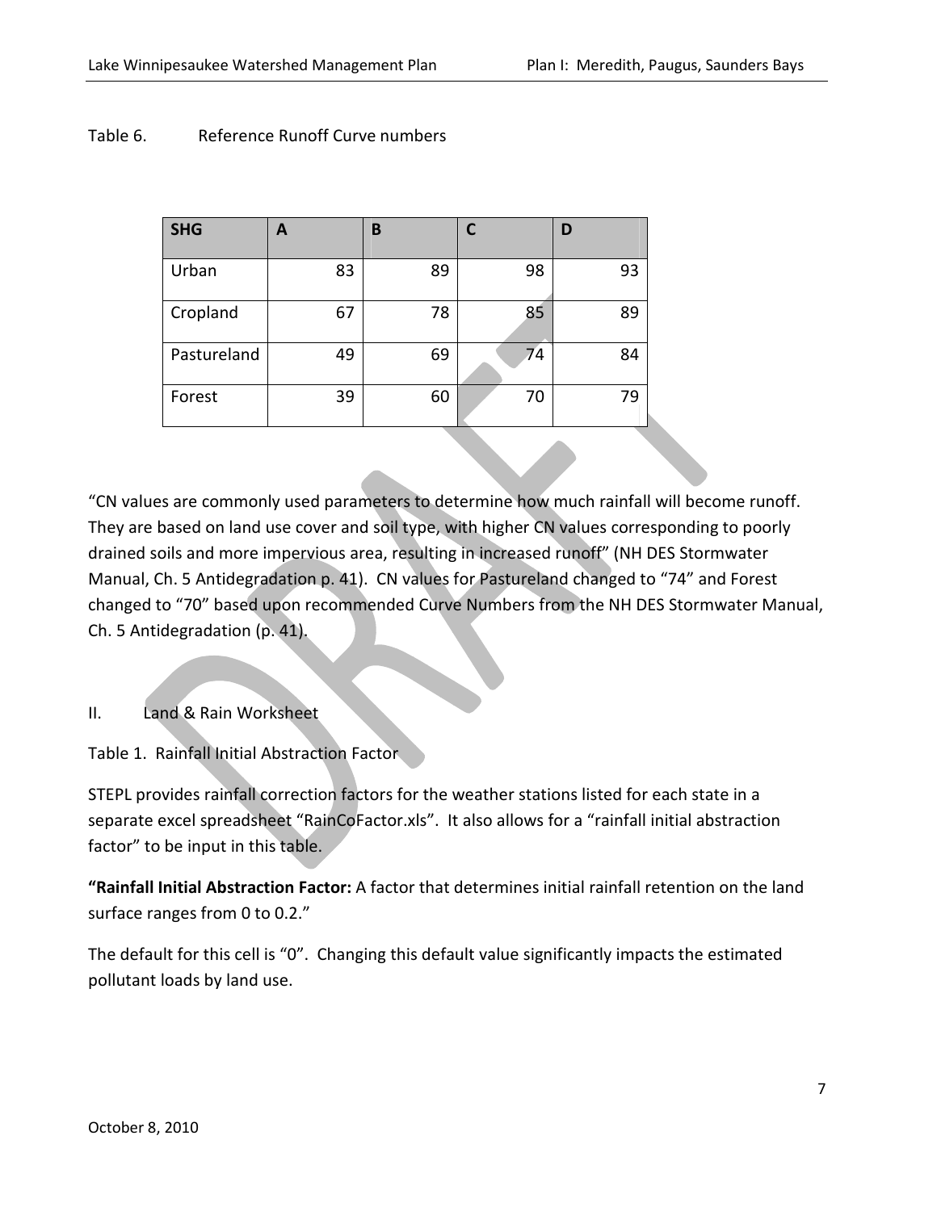Table 6. Reference Runoff Curve numbers

| SHG | A | B | C | D |
|---|---|---|---|---|
| Urban | 83 | 89 | 98 | 93 |
| Cropland | 67 | 78 | 85 | 89 |
| Pastureland | 49 | 69 | 74 | 84 |
| Forest | 39 | 60 | 70 | 79 |

"CN values are commonly used parameters to determine how much rainfall will become runoff. They are based on land use cover and soil type, with higher CN values corresponding to poorly drained soils and more impervious area, resulting in increased runoff" (NH DES Stormwater Manual, Ch. 5 Antidegradation p. 41). CN values for Pastureland changed to "74" and Forest changed to "70" based upon recommended Curve Numbers from the NH DES Stormwater Manual, Ch. 5 Antidegradation (p. 41).

## II. Land & Rain Worksheet

Table 1. Rainfall Initial Abstraction Factor

STEPL provides rainfall correction factors for the weather stations listed for each state in a separate excel spreadsheet "RainCoFactor.xls". It also allows for a "rainfall initial abstraction factor" to be input in this table.

**"Rainfall Initial Abstraction Factor:** A factor that determines initial rainfall retention on the land surface ranges from 0 to 0.2."

The default for this cell is "0". Changing this default value significantly impacts the estimated pollutant loads by land use.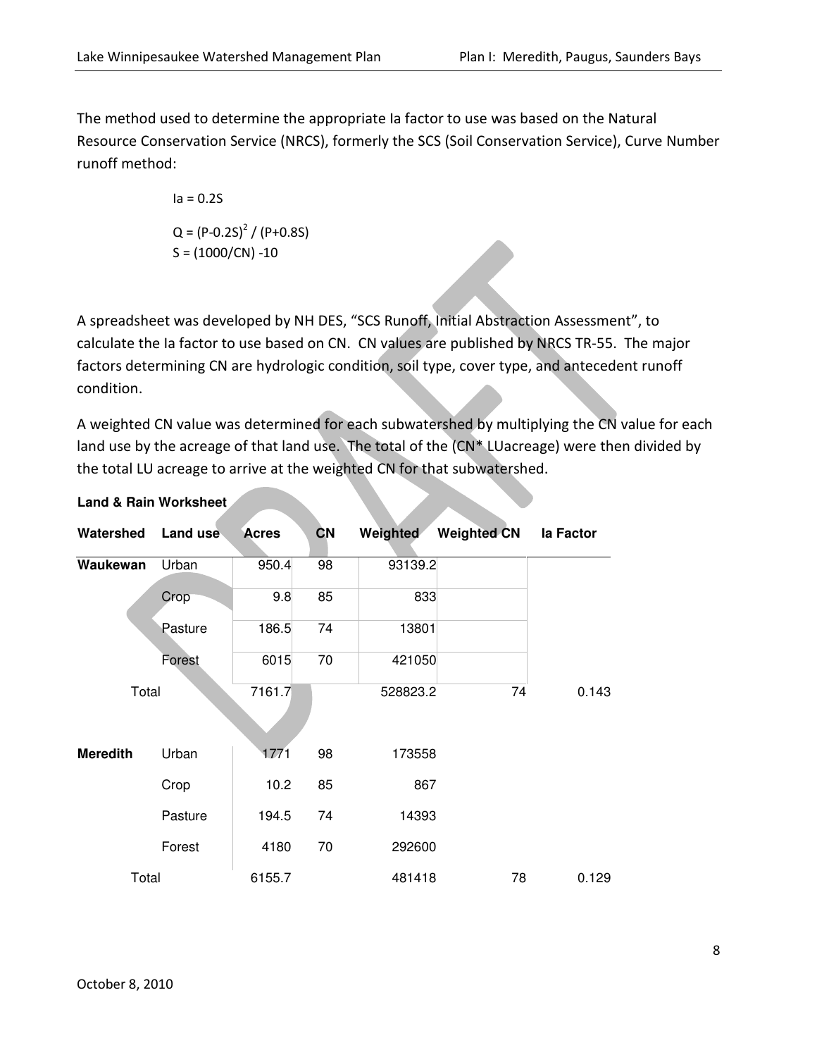The method used to determine the appropriate Ia factor to use was based on the Natural Resource Conservation Service (NRCS), formerly the SCS (Soil Conservation Service), Curve Number runoff method:

$$Ia = 0.2S$$

$$Q = (P-0.2S)^2 / (P+0.8S)$$

$$S = (1000/CN) - 10$$

A spreadsheet was developed by NH DES, "SCS Runoff, Initial Abstraction Assessment", to calculate the Ia factor to use based on CN. CN values are published by NRCS TR-55. The major factors determining CN are hydrologic condition, soil type, cover type, and antecedent runoff condition.

A weighted CN value was determined for each subwatershed by multiplying the CN value for each land use by the acreage of that land use. The total of the (CN* LUacreage) were then divided by the total LU acreage to arrive at the weighted CN for that subwatershed.

**Land & Rain Worksheet**

| Watershed | Land use | Acres | CN | Weighted | Weighted CN | Ia Factor |
|---|---|---|---|---|---|---|
| **Waukewan** | Urban | 950.4 | 98 | 93139.2 | | |
| | Crop | 9.8 | 85 | 833 | | |
| | Pasture | 186.5 | 74 | 13801 | | |
| | Forest | 6015 | 70 | 421050 | | |
| Total | | 7161.7 | | 528823.2 | 74 | 0.143 |
| | | | | | | |
| **Meredith** | Urban | 1771 | 98 | 173558 | | |
| | Crop | 10.2 | 85 | 867 | | |
| | Pasture | 194.5 | 74 | 14393 | | |
| | Forest | 4180 | 70 | 292600 | | |
| Total | | 6155.7 | | 481418 | 78 | 0.129 |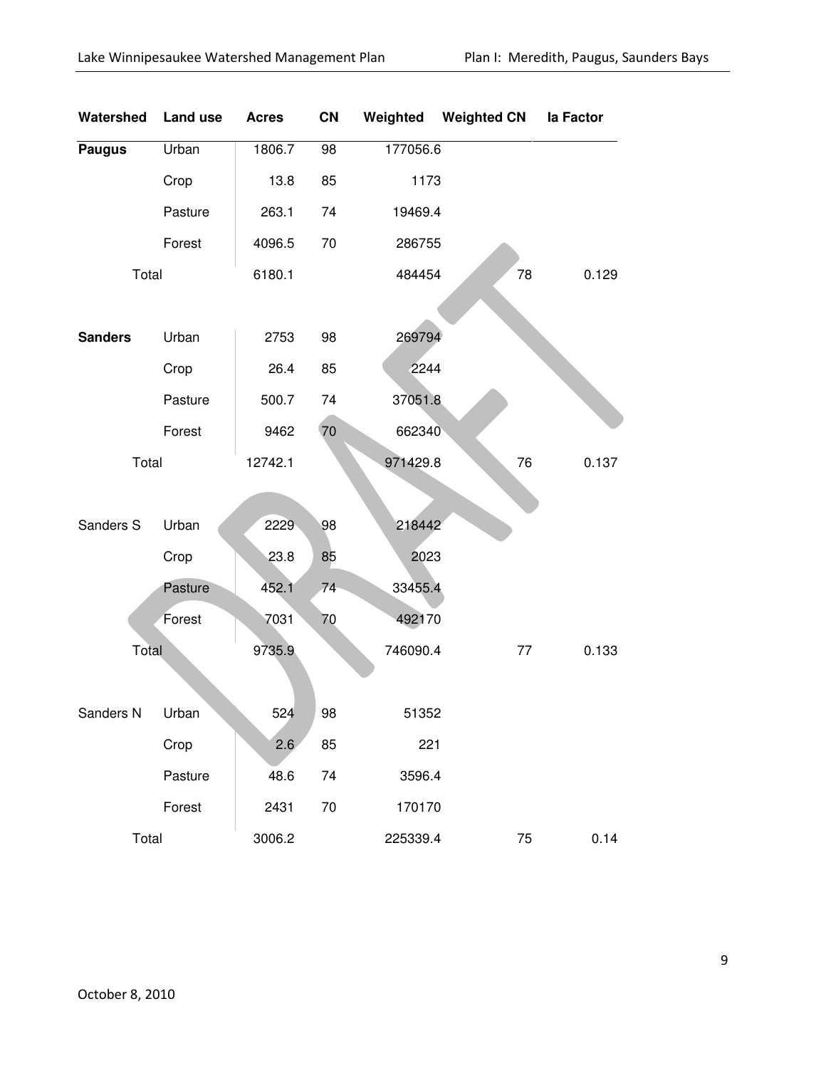| Watershed | Land use | Acres | CN | Weighted | Weighted CN | Ia Factor |
|---|---|---|---|---|---|---|
| **Paugus** | Urban | 1806.7 | 98 | 177056.6 | | |
| | Crop | 13.8 | 85 | 1173 | | |
| | Pasture | 263.1 | 74 | 19469.4 | | |
| | Forest | 4096.5 | 70 | 286755 | | |
| Total | | 6180.1 | | 484454 | 78 | 0.129 |
| | | | | | | |
| **Sanders** | Urban | 2753 | 98 | 269794 | | |
| | Crop | 26.4 | 85 | 2244 | | |
| | Pasture | 500.7 | 74 | 37051.8 | | |
| | Forest | 9462 | 70 | 662340 | | |
| Total | | 12742.1 | | 971429.8 | 76 | 0.137 |
| | | | | | | |
| Sanders S | Urban | 2229 | 98 | 218442 | | |
| | Crop | 23.8 | 85 | 2023 | | |
| | Pasture | 452.1 | 74 | 33455.4 | | |
| | Forest | 7031 | 70 | 492170 | | |
| Total | | 9735.9 | | 746090.4 | 77 | 0.133 |
| | | | | | | |
| Sanders N | Urban | 524 | 98 | 51352 | | |
| | Crop | 2.6 | 85 | 221 | | |
| | Pasture | 48.6 | 74 | 3596.4 | | |
| | Forest | 2431 | 70 | 170170 | | |
| Total | | 3006.2 | | 225339.4 | 75 | 0.14 |